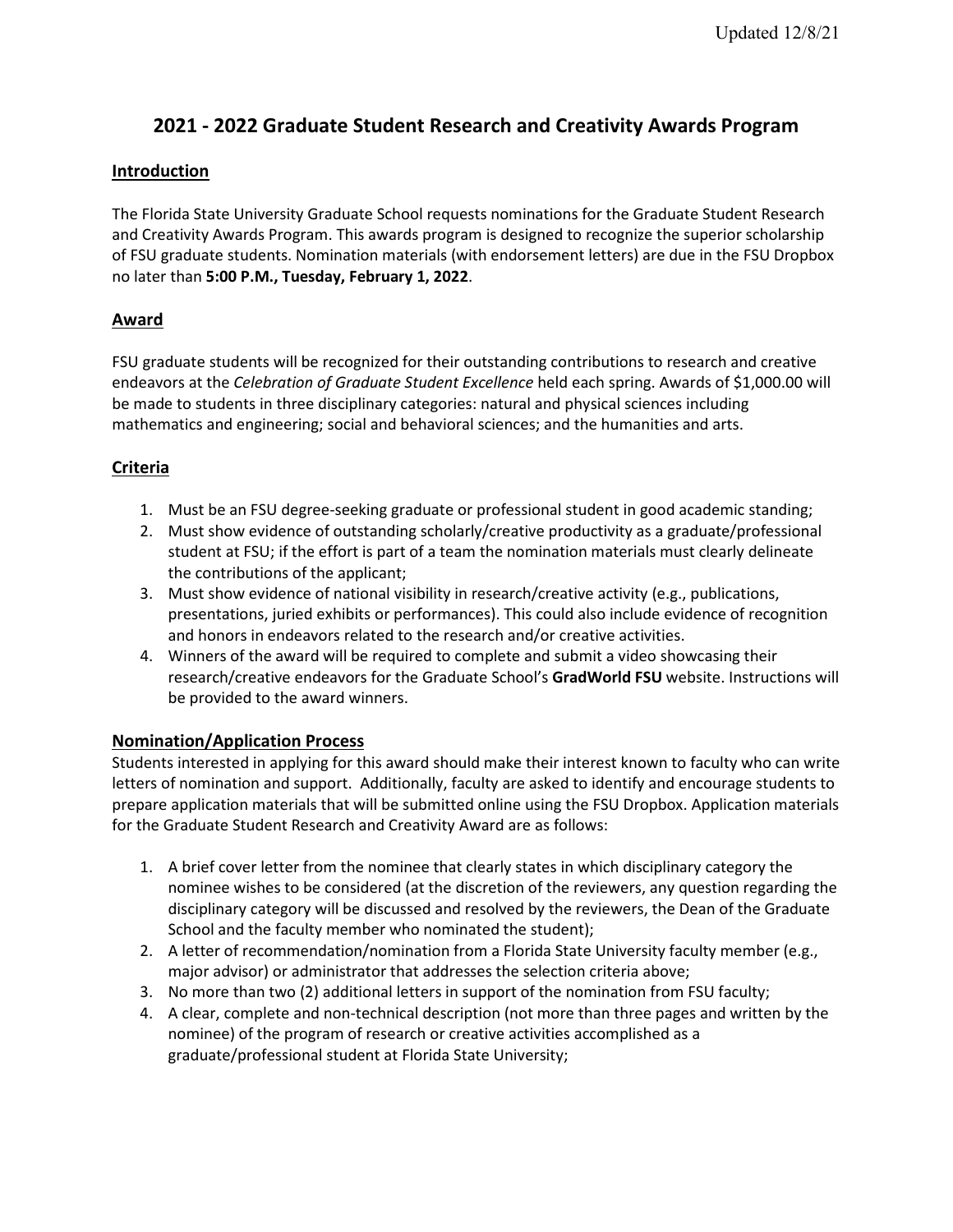Updated 12/8/21

# 2021 - 2022 Graduate Student Research and Creativity Awards Program

## Introduction

The Florida State University Graduate School requests nominations for the Graduate Student Research and Creativity Awards Program. This awards program is designed to recognize the superior scholarship of FSU graduate students. Nomination materials (with endorsement letters) are due in the FSU Dropbox no later than **5:00 P.M., Tuesday, February 1, 2022**.

## Award

FSU graduate students will be recognized for their outstanding contributions to research and creative endeavors at the *Celebration of Graduate Student Excellence* held each spring. Awards of $1,000.00 will be made to students in three disciplinary categories: natural and physical sciences including mathematics and engineering; social and behavioral sciences; and the humanities and arts.

## Criteria

1. Must be an FSU degree-seeking graduate or professional student in good academic standing;
2. Must show evidence of outstanding scholarly/creative productivity as a graduate/professional student at FSU; if the effort is part of a team the nomination materials must clearly delineate the contributions of the applicant;
3. Must show evidence of national visibility in research/creative activity (e.g., publications, presentations, juried exhibits or performances). This could also include evidence of recognition and honors in endeavors related to the research and/or creative activities.
4. Winners of the award will be required to complete and submit a video showcasing their research/creative endeavors for the Graduate School's **GradWorld FSU** website. Instructions will be provided to the award winners.

## Nomination/Application Process

Students interested in applying for this award should make their interest known to faculty who can write letters of nomination and support. Additionally, faculty are asked to identify and encourage students to prepare application materials that will be submitted online using the FSU Dropbox. Application materials for the Graduate Student Research and Creativity Award are as follows:

1. A brief cover letter from the nominee that clearly states in which disciplinary category the nominee wishes to be considered (at the discretion of the reviewers, any question regarding the disciplinary category will be discussed and resolved by the reviewers, the Dean of the Graduate School and the faculty member who nominated the student);
2. A letter of recommendation/nomination from a Florida State University faculty member (e.g., major advisor) or administrator that addresses the selection criteria above;
3. No more than two (2) additional letters in support of the nomination from FSU faculty;
4. A clear, complete and non-technical description (not more than three pages and written by the nominee) of the program of research or creative activities accomplished as a graduate/professional student at Florida State University;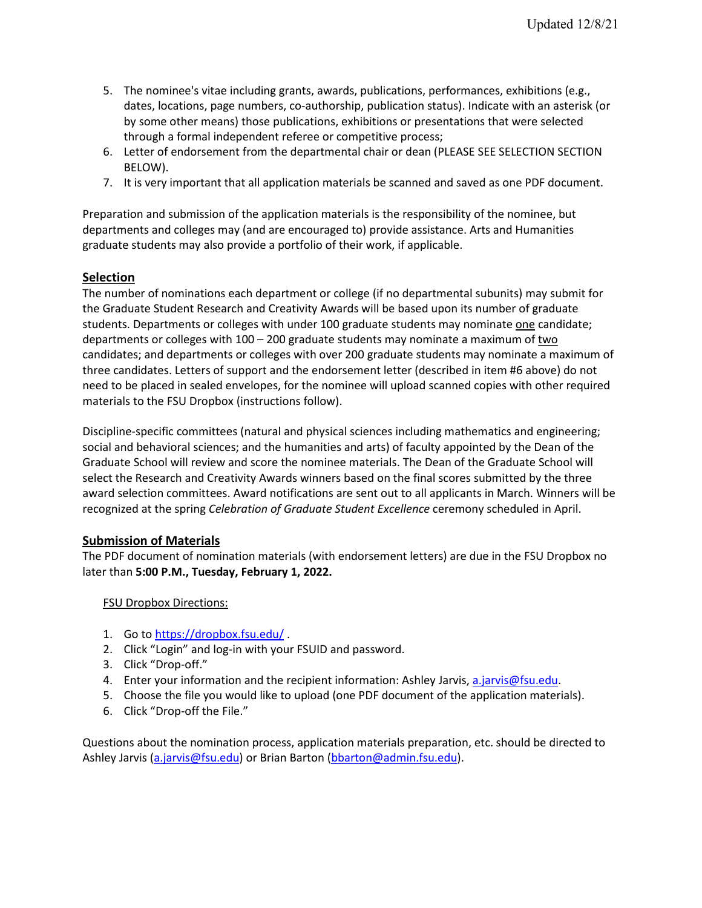5. The nominee's vitae including grants, awards, publications, performances, exhibitions (e.g., dates, locations, page numbers, co-authorship, publication status). Indicate with an asterisk (or by some other means) those publications, exhibitions or presentations that were selected through a formal independent referee or competitive process;
6. Letter of endorsement from the departmental chair or dean (PLEASE SEE SELECTION SECTION BELOW).
7. It is very important that all application materials be scanned and saved as one PDF document.

Preparation and submission of the application materials is the responsibility of the nominee, but departments and colleges may (and are encouraged to) provide assistance. Arts and Humanities graduate students may also provide a portfolio of their work, if applicable.

## Selection

The number of nominations each department or college (if no departmental subunits) may submit for the Graduate Student Research and Creativity Awards will be based upon its number of graduate students. Departments or colleges with under 100 graduate students may nominate one candidate; departments or colleges with 100 – 200 graduate students may nominate a maximum of two candidates; and departments or colleges with over 200 graduate students may nominate a maximum of three candidates. Letters of support and the endorsement letter (described in item #6 above) do not need to be placed in sealed envelopes, for the nominee will upload scanned copies with other required materials to the FSU Dropbox (instructions follow).

Discipline-specific committees (natural and physical sciences including mathematics and engineering; social and behavioral sciences; and the humanities and arts) of faculty appointed by the Dean of the Graduate School will review and score the nominee materials. The Dean of the Graduate School will select the Research and Creativity Awards winners based on the final scores submitted by the three award selection committees. Award notifications are sent out to all applicants in March. Winners will be recognized at the spring *Celebration of Graduate Student Excellence* ceremony scheduled in April.

## Submission of Materials

The PDF document of nomination materials (with endorsement letters) are due in the FSU Dropbox no later than **5:00 P.M., Tuesday, February 1, 2022.**

FSU Dropbox Directions:

1. Go to https://dropbox.fsu.edu/ .
2. Click "Login" and log-in with your FSUID and password.
3. Click "Drop-off."
4. Enter your information and the recipient information: Ashley Jarvis, a.jarvis@fsu.edu.
5. Choose the file you would like to upload (one PDF document of the application materials).
6. Click "Drop-off the File."

Questions about the nomination process, application materials preparation, etc. should be directed to Ashley Jarvis (a.jarvis@fsu.edu) or Brian Barton (bbarton@admin.fsu.edu).